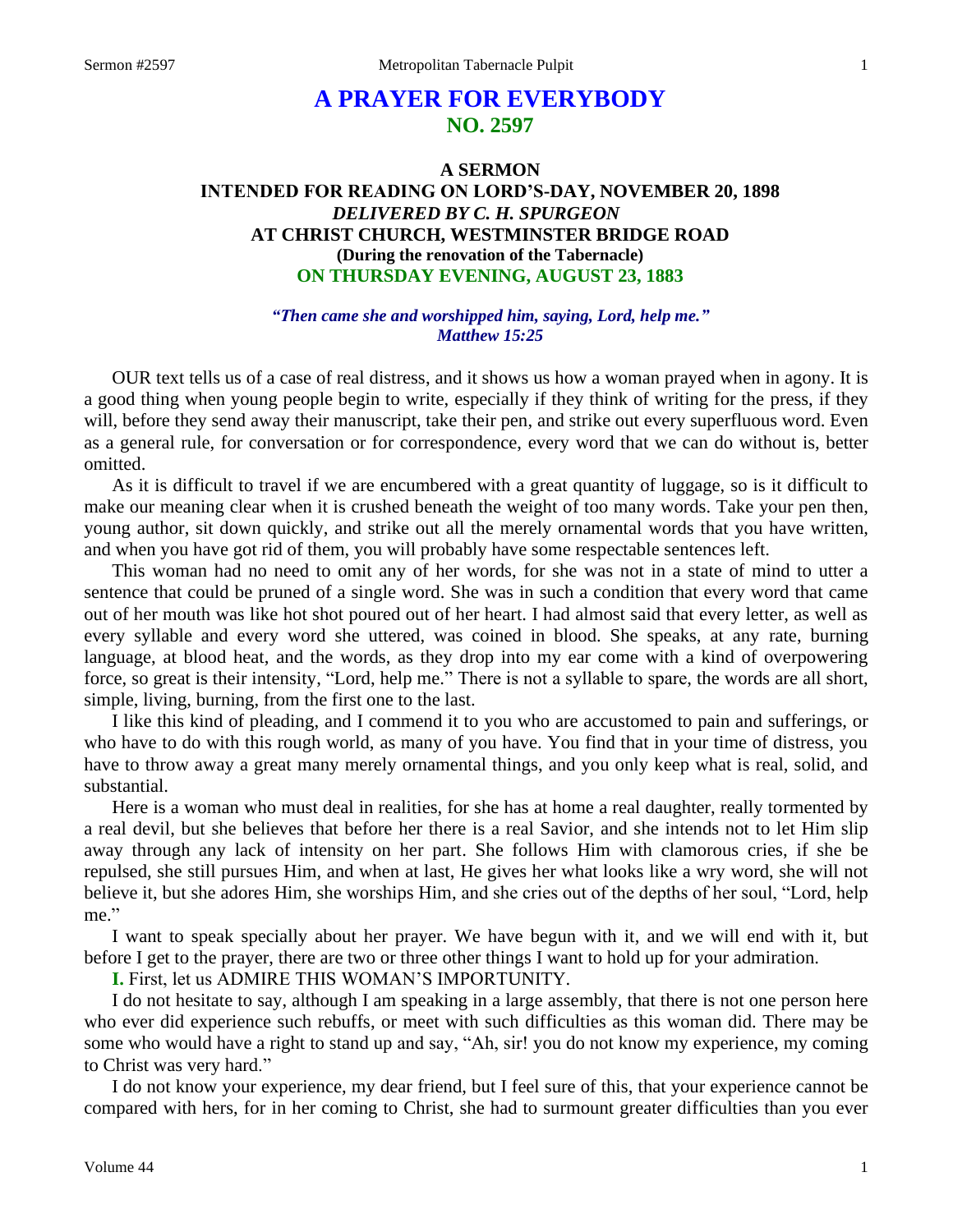# A PRAYER FOR EVERYBODY
## NO. 2597

### A SERMON
### INTENDED FOR READING ON LORD'S-DAY, NOVEMBER 20, 1898
### *DELIVERED BY C. H. SPURGEON*
### AT CHRIST CHURCH, WESTMINSTER BRIDGE ROAD
### (During the renovation of the Tabernacle)
### ON THURSDAY EVENING, AUGUST 23, 1883

***"Then came she and worshipped him, saying, Lord, help me."***
***Matthew 15:25***

OUR text tells us of a case of real distress, and it shows us how a woman prayed when in agony. It is a good thing when young people begin to write, especially if they think of writing for the press, if they will, before they send away their manuscript, take their pen, and strike out every superfluous word. Even as a general rule, for conversation or for correspondence, every word that we can do without is, better omitted.

As it is difficult to travel if we are encumbered with a great quantity of luggage, so is it difficult to make our meaning clear when it is crushed beneath the weight of too many words. Take your pen then, young author, sit down quickly, and strike out all the merely ornamental words that you have written, and when you have got rid of them, you will probably have some respectable sentences left.

This woman had no need to omit any of her words, for she was not in a state of mind to utter a sentence that could be pruned of a single word. She was in such a condition that every word that came out of her mouth was like hot shot poured out of her heart. I had almost said that every letter, as well as every syllable and every word she uttered, was coined in blood. She speaks, at any rate, burning language, at blood heat, and the words, as they drop into my ear come with a kind of overpowering force, so great is their intensity, "Lord, help me." There is not a syllable to spare, the words are all short, simple, living, burning, from the first one to the last.

I like this kind of pleading, and I commend it to you who are accustomed to pain and sufferings, or who have to do with this rough world, as many of you have. You find that in your time of distress, you have to throw away a great many merely ornamental things, and you only keep what is real, solid, and substantial.

Here is a woman who must deal in realities, for she has at home a real daughter, really tormented by a real devil, but she believes that before her there is a real Savior, and she intends not to let Him slip away through any lack of intensity on her part. She follows Him with clamorous cries, if she be repulsed, she still pursues Him, and when at last, He gives her what looks like a wry word, she will not believe it, but she adores Him, she worships Him, and she cries out of the depths of her soul, "Lord, help me."

I want to speak specially about her prayer. We have begun with it, and we will end with it, but before I get to the prayer, there are two or three other things I want to hold up for your admiration.

**I.** First, let us ADMIRE THIS WOMAN'S IMPORTUNITY.

I do not hesitate to say, although I am speaking in a large assembly, that there is not one person here who ever did experience such rebuffs, or meet with such difficulties as this woman did. There may be some who would have a right to stand up and say, "Ah, sir! you do not know my experience, my coming to Christ was very hard."

I do not know your experience, my dear friend, but I feel sure of this, that your experience cannot be compared with hers, for in her coming to Christ, she had to surmount greater difficulties than you ever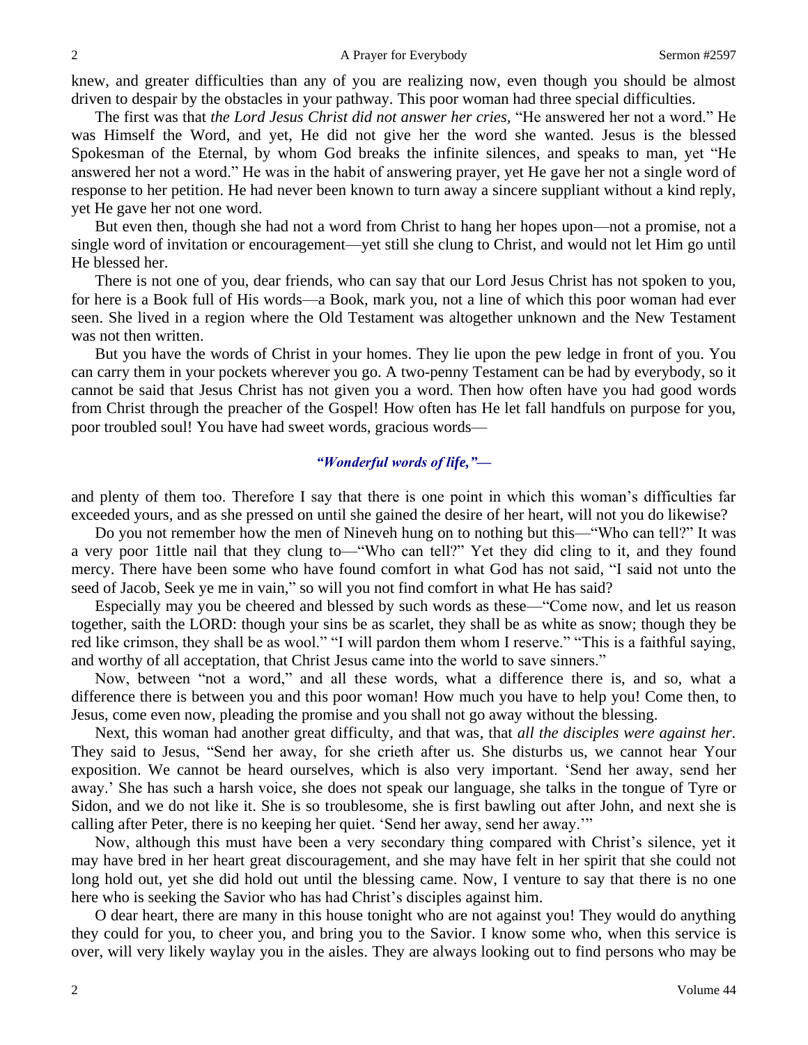knew, and greater difficulties than any of you are realizing now, even though you should be almost driven to despair by the obstacles in your pathway. This poor woman had three special difficulties.

The first was that *the Lord Jesus Christ did not answer her cries,* "He answered her not a word." He was Himself the Word, and yet, He did not give her the word she wanted. Jesus is the blessed Spokesman of the Eternal, by whom God breaks the infinite silences, and speaks to man, yet "He answered her not a word." He was in the habit of answering prayer, yet He gave her not a single word of response to her petition. He had never been known to turn away a sincere suppliant without a kind reply, yet He gave her not one word.

But even then, though she had not a word from Christ to hang her hopes upon—not a promise, not a single word of invitation or encouragement—yet still she clung to Christ, and would not let Him go until He blessed her.

There is not one of you, dear friends, who can say that our Lord Jesus Christ has not spoken to you, for here is a Book full of His words—a Book, mark you, not a line of which this poor woman had ever seen. She lived in a region where the Old Testament was altogether unknown and the New Testament was not then written.

But you have the words of Christ in your homes. They lie upon the pew ledge in front of you. You can carry them in your pockets wherever you go. A two-penny Testament can be had by everybody, so it cannot be said that Jesus Christ has not given you a word. Then how often have you had good words from Christ through the preacher of the Gospel! How often has He let fall handfuls on purpose for you, poor troubled soul! You have had sweet words, gracious words—

> ***"Wonderful words of life,"—***

and plenty of them too. Therefore I say that there is one point in which this woman's difficulties far exceeded yours, and as she pressed on until she gained the desire of her heart, will not you do likewise?

Do you not remember how the men of Nineveh hung on to nothing but this—"Who can tell?" It was a very poor 1ittle nail that they clung to—"Who can tell?" Yet they did cling to it, and they found mercy. There have been some who have found comfort in what God has not said, "I said not unto the seed of Jacob, Seek ye me in vain," so will you not find comfort in what He has said?

Especially may you be cheered and blessed by such words as these—"Come now, and let us reason together, saith the LORD: though your sins be as scarlet, they shall be as white as snow; though they be red like crimson, they shall be as wool." "I will pardon them whom I reserve." "This is a faithful saying, and worthy of all acceptation, that Christ Jesus came into the world to save sinners."

Now, between "not a word," and all these words, what a difference there is, and so, what a difference there is between you and this poor woman! How much you have to help you! Come then, to Jesus, come even now, pleading the promise and you shall not go away without the blessing.

Next, this woman had another great difficulty, and that was, that *all the disciples were against her.* They said to Jesus, "Send her away, for she crieth after us. She disturbs us, we cannot hear Your exposition. We cannot be heard ourselves, which is also very important. 'Send her away, send her away.' She has such a harsh voice, she does not speak our language, she talks in the tongue of Tyre or Sidon, and we do not like it. She is so troublesome, she is first bawling out after John, and next she is calling after Peter, there is no keeping her quiet. 'Send her away, send her away.'"

Now, although this must have been a very secondary thing compared with Christ's silence, yet it may have bred in her heart great discouragement, and she may have felt in her spirit that she could not long hold out, yet she did hold out until the blessing came. Now, I venture to say that there is no one here who is seeking the Savior who has had Christ's disciples against him.

O dear heart, there are many in this house tonight who are not against you! They would do anything they could for you, to cheer you, and bring you to the Savior. I know some who, when this service is over, will very likely waylay you in the aisles. They are always looking out to find persons who may be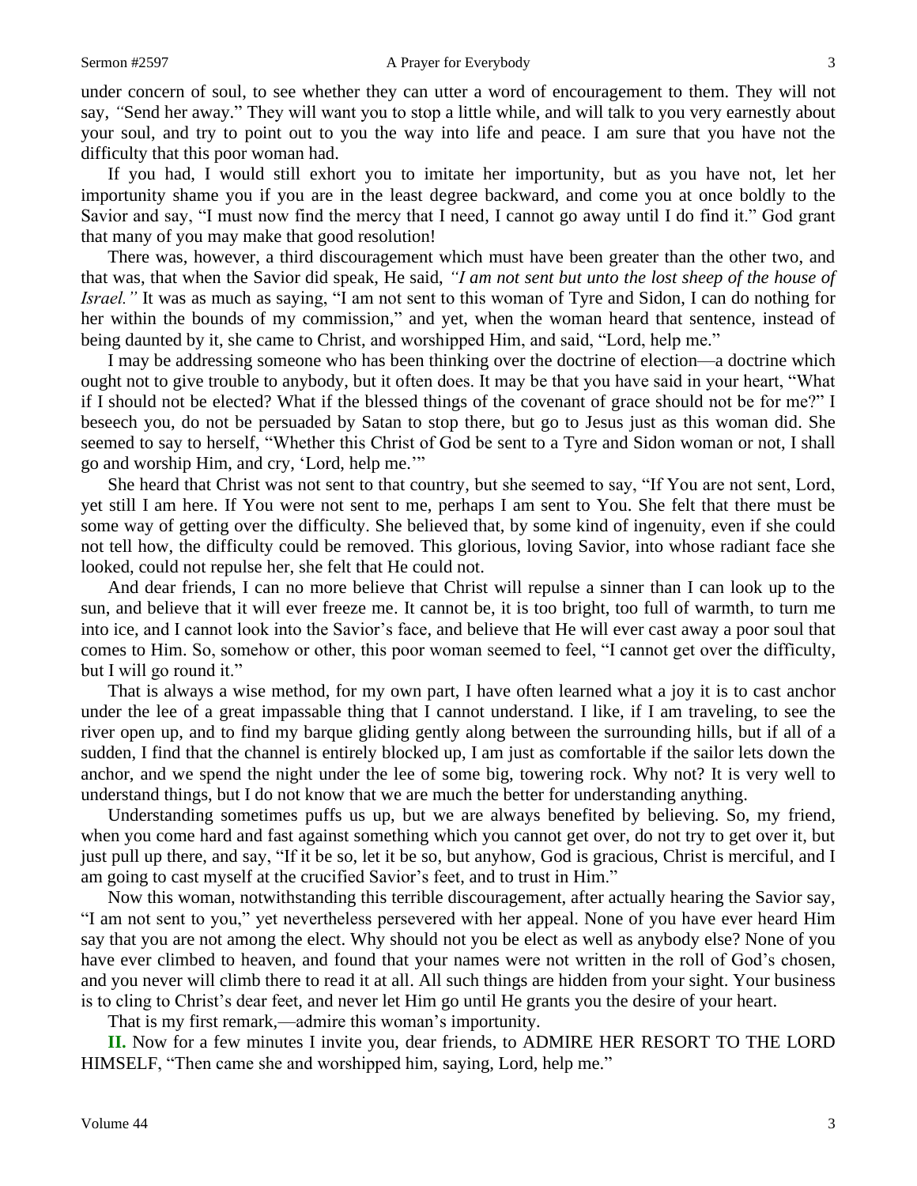under concern of soul, to see whether they can utter a word of encouragement to them. They will not say, *"*Send her away." They will want you to stop a little while, and will talk to you very earnestly about your soul, and try to point out to you the way into life and peace. I am sure that you have not the difficulty that this poor woman had.

If you had, I would still exhort you to imitate her importunity, but as you have not, let her importunity shame you if you are in the least degree backward, and come you at once boldly to the Savior and say, "I must now find the mercy that I need, I cannot go away until I do find it." God grant that many of you may make that good resolution!

There was, however, a third discouragement which must have been greater than the other two, and that was, that when the Savior did speak, He said, *"I am not sent but unto the lost sheep of the house of Israel."* It was as much as saying, "I am not sent to this woman of Tyre and Sidon, I can do nothing for her within the bounds of my commission," and yet, when the woman heard that sentence, instead of being daunted by it, she came to Christ, and worshipped Him, and said, "Lord, help me."

I may be addressing someone who has been thinking over the doctrine of election—a doctrine which ought not to give trouble to anybody, but it often does. It may be that you have said in your heart, "What if I should not be elected? What if the blessed things of the covenant of grace should not be for me?" I beseech you, do not be persuaded by Satan to stop there, but go to Jesus just as this woman did. She seemed to say to herself, "Whether this Christ of God be sent to a Tyre and Sidon woman or not, I shall go and worship Him, and cry, 'Lord, help me.'"

She heard that Christ was not sent to that country, but she seemed to say, "If You are not sent, Lord, yet still I am here. If You were not sent to me, perhaps I am sent to You. She felt that there must be some way of getting over the difficulty. She believed that, by some kind of ingenuity, even if she could not tell how, the difficulty could be removed. This glorious, loving Savior, into whose radiant face she looked, could not repulse her, she felt that He could not.

And dear friends, I can no more believe that Christ will repulse a sinner than I can look up to the sun, and believe that it will ever freeze me. It cannot be, it is too bright, too full of warmth, to turn me into ice, and I cannot look into the Savior's face, and believe that He will ever cast away a poor soul that comes to Him. So, somehow or other, this poor woman seemed to feel, "I cannot get over the difficulty, but I will go round it."

That is always a wise method, for my own part, I have often learned what a joy it is to cast anchor under the lee of a great impassable thing that I cannot understand. I like, if I am traveling, to see the river open up, and to find my barque gliding gently along between the surrounding hills, but if all of a sudden, I find that the channel is entirely blocked up, I am just as comfortable if the sailor lets down the anchor, and we spend the night under the lee of some big, towering rock. Why not? It is very well to understand things, but I do not know that we are much the better for understanding anything.

Understanding sometimes puffs us up, but we are always benefited by believing. So, my friend, when you come hard and fast against something which you cannot get over, do not try to get over it, but just pull up there, and say, "If it be so, let it be so, but anyhow, God is gracious, Christ is merciful, and I am going to cast myself at the crucified Savior's feet, and to trust in Him."

Now this woman, notwithstanding this terrible discouragement, after actually hearing the Savior say, "I am not sent to you," yet nevertheless persevered with her appeal. None of you have ever heard Him say that you are not among the elect. Why should not you be elect as well as anybody else? None of you have ever climbed to heaven, and found that your names were not written in the roll of God's chosen, and you never will climb there to read it at all. All such things are hidden from your sight. Your business is to cling to Christ's dear feet, and never let Him go until He grants you the desire of your heart.

That is my first remark,—admire this woman's importunity.

**II.** Now for a few minutes I invite you, dear friends, to ADMIRE HER RESORT TO THE LORD HIMSELF, "Then came she and worshipped him, saying, Lord, help me."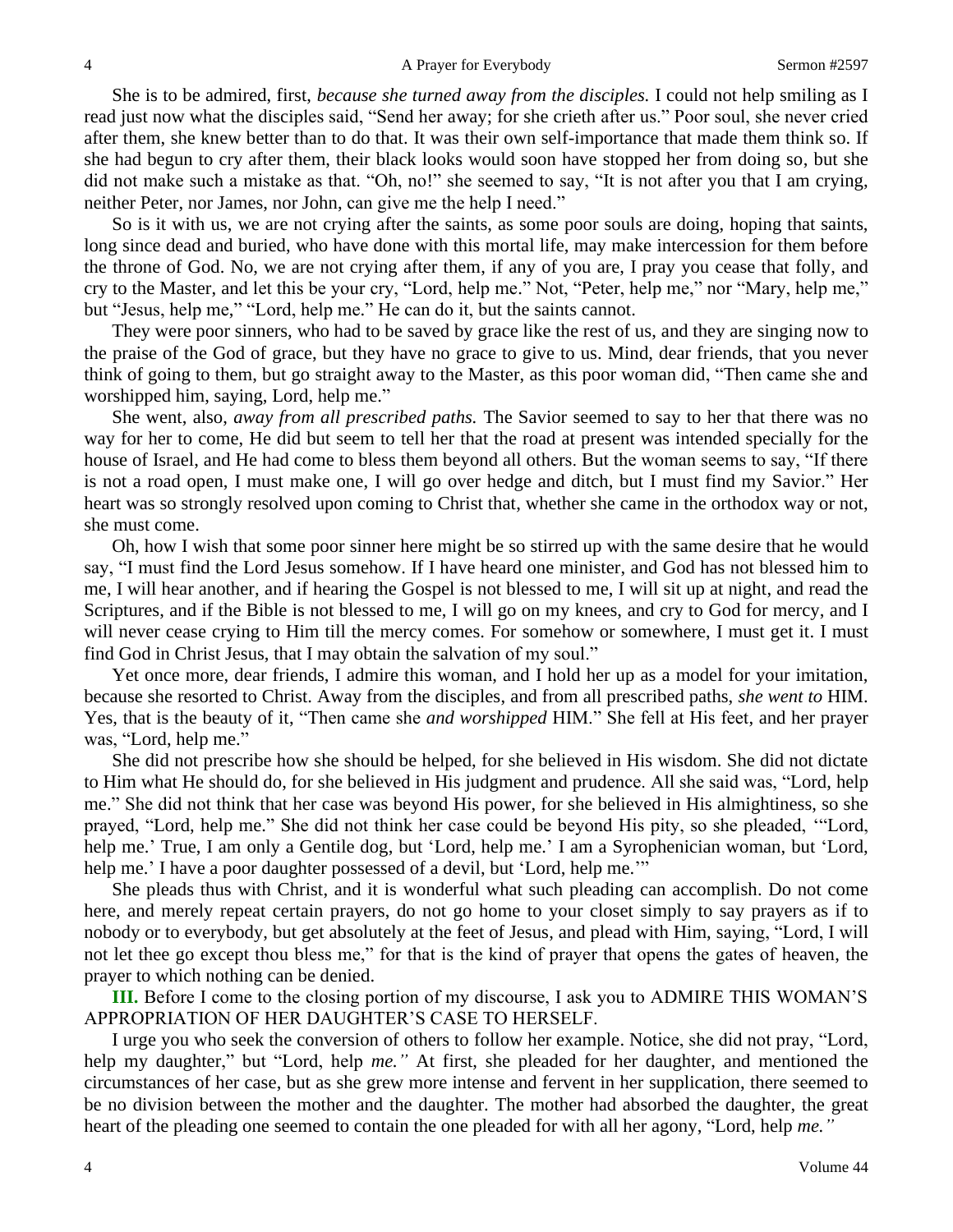She is to be admired, first, *because she turned away from the disciples.* I could not help smiling as I read just now what the disciples said, "Send her away; for she crieth after us." Poor soul, she never cried after them, she knew better than to do that. It was their own self-importance that made them think so. If she had begun to cry after them, their black looks would soon have stopped her from doing so, but she did not make such a mistake as that. "Oh, no!" she seemed to say, "It is not after you that I am crying, neither Peter, nor James, nor John, can give me the help I need."

So is it with us, we are not crying after the saints, as some poor souls are doing, hoping that saints, long since dead and buried, who have done with this mortal life, may make intercession for them before the throne of God. No, we are not crying after them, if any of you are, I pray you cease that folly, and cry to the Master, and let this be your cry, "Lord, help me." Not, "Peter, help me," nor "Mary, help me," but "Jesus, help me," "Lord, help me." He can do it, but the saints cannot.

They were poor sinners, who had to be saved by grace like the rest of us, and they are singing now to the praise of the God of grace, but they have no grace to give to us. Mind, dear friends, that you never think of going to them, but go straight away to the Master, as this poor woman did, "Then came she and worshipped him, saying, Lord, help me."

She went, also, *away from all prescribed paths.* The Savior seemed to say to her that there was no way for her to come, He did but seem to tell her that the road at present was intended specially for the house of Israel, and He had come to bless them beyond all others. But the woman seems to say, "If there is not a road open, I must make one, I will go over hedge and ditch, but I must find my Savior." Her heart was so strongly resolved upon coming to Christ that, whether she came in the orthodox way or not, she must come.

Oh, how I wish that some poor sinner here might be so stirred up with the same desire that he would say, "I must find the Lord Jesus somehow. If I have heard one minister, and God has not blessed him to me, I will hear another, and if hearing the Gospel is not blessed to me, I will sit up at night, and read the Scriptures, and if the Bible is not blessed to me, I will go on my knees, and cry to God for mercy, and I will never cease crying to Him till the mercy comes. For somehow or somewhere, I must get it. I must find God in Christ Jesus, that I may obtain the salvation of my soul."

Yet once more, dear friends, I admire this woman, and I hold her up as a model for your imitation, because she resorted to Christ. Away from the disciples, and from all prescribed paths, *she went to* HIM. Yes, that is the beauty of it, "Then came she *and worshipped* HIM." She fell at His feet, and her prayer was, "Lord, help me."

She did not prescribe how she should be helped, for she believed in His wisdom. She did not dictate to Him what He should do, for she believed in His judgment and prudence. All she said was, "Lord, help me." She did not think that her case was beyond His power, for she believed in His almightiness, so she prayed, "Lord, help me." She did not think her case could be beyond His pity, so she pleaded, '"Lord, help me.' True, I am only a Gentile dog, but 'Lord, help me.' I am a Syrophenician woman, but 'Lord, help me.' I have a poor daughter possessed of a devil, but 'Lord, help me.'"

She pleads thus with Christ, and it is wonderful what such pleading can accomplish. Do not come here, and merely repeat certain prayers, do not go home to your closet simply to say prayers as if to nobody or to everybody, but get absolutely at the feet of Jesus, and plead with Him, saying, "Lord, I will not let thee go except thou bless me," for that is the kind of prayer that opens the gates of heaven, the prayer to which nothing can be denied.

**III.** Before I come to the closing portion of my discourse, I ask you to ADMIRE THIS WOMAN'S APPROPRIATION OF HER DAUGHTER'S CASE TO HERSELF.

I urge you who seek the conversion of others to follow her example. Notice, she did not pray, "Lord, help my daughter," but "Lord, help *me."* At first, she pleaded for her daughter, and mentioned the circumstances of her case, but as she grew more intense and fervent in her supplication, there seemed to be no division between the mother and the daughter. The mother had absorbed the daughter, the great heart of the pleading one seemed to contain the one pleaded for with all her agony, "Lord, help *me."*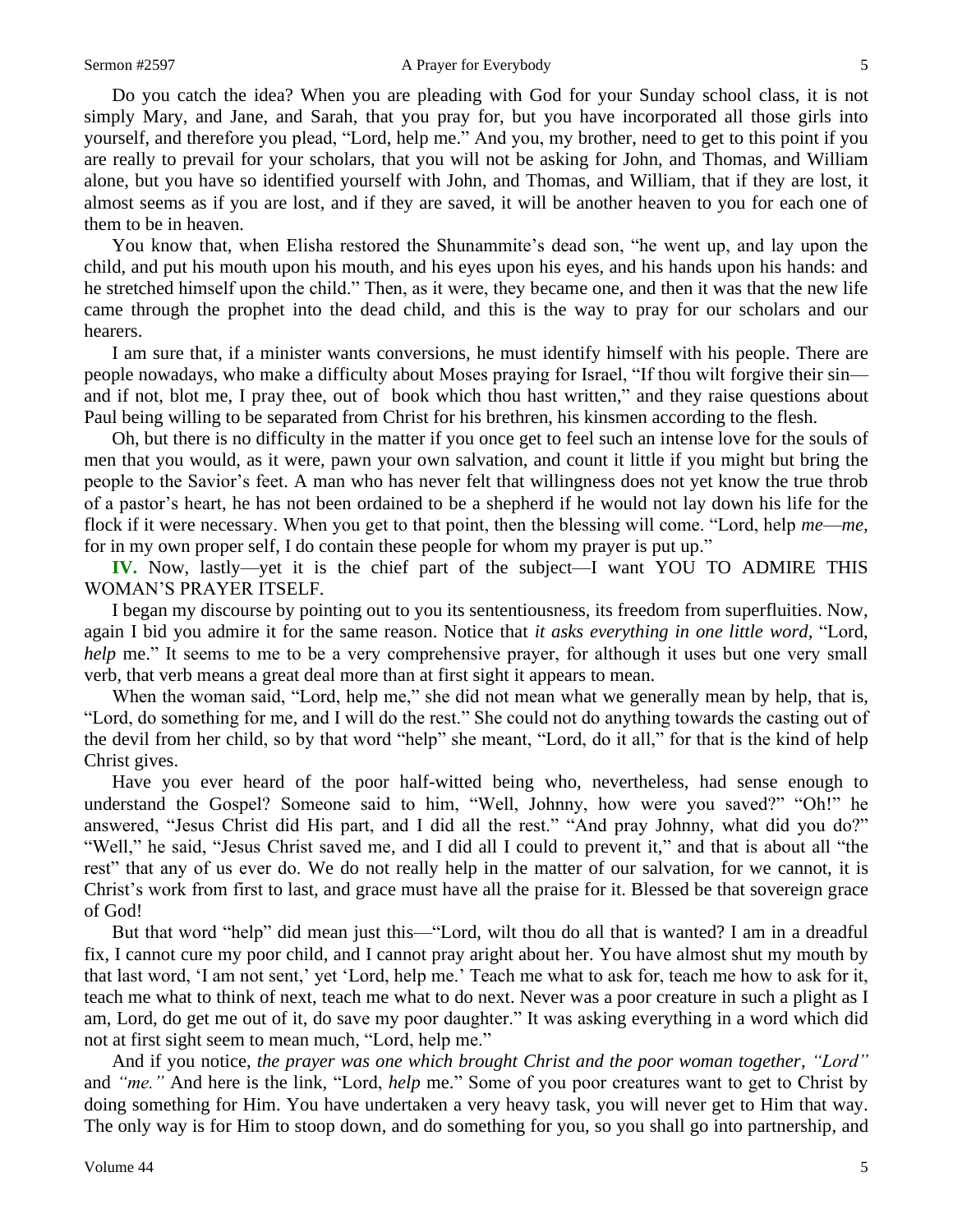Do you catch the idea? When you are pleading with God for your Sunday school class, it is not simply Mary, and Jane, and Sarah, that you pray for, but you have incorporated all those girls into yourself, and therefore you plead, "Lord, help me." And you, my brother, need to get to this point if you are really to prevail for your scholars, that you will not be asking for John, and Thomas, and William alone, but you have so identified yourself with John, and Thomas, and William, that if they are lost, it almost seems as if you are lost, and if they are saved, it will be another heaven to you for each one of them to be in heaven.

You know that, when Elisha restored the Shunammite's dead son, "he went up, and lay upon the child, and put his mouth upon his mouth, and his eyes upon his eyes, and his hands upon his hands: and he stretched himself upon the child." Then, as it were, they became one, and then it was that the new life came through the prophet into the dead child, and this is the way to pray for our scholars and our hearers.

I am sure that, if a minister wants conversions, he must identify himself with his people. There are people nowadays, who make a difficulty about Moses praying for Israel, "If thou wilt forgive their sin—and if not, blot me, I pray thee, out of book which thou hast written," and they raise questions about Paul being willing to be separated from Christ for his brethren, his kinsmen according to the flesh.

Oh, but there is no difficulty in the matter if you once get to feel such an intense love for the souls of men that you would, as it were, pawn your own salvation, and count it little if you might but bring the people to the Savior's feet. A man who has never felt that willingness does not yet know the true throb of a pastor's heart, he has not been ordained to be a shepherd if he would not lay down his life for the flock if it were necessary. When you get to that point, then the blessing will come. "Lord, help *me*—*me,* for in my own proper self, I do contain these people for whom my prayer is put up."

**IV.** Now, lastly—yet it is the chief part of the subject—I want YOU TO ADMIRE THIS WOMAN'S PRAYER ITSELF.

I began my discourse by pointing out to you its sententiousness, its freedom from superfluities. Now, again I bid you admire it for the same reason. Notice that *it asks everything in one little word,* "Lord, *help* me." It seems to me to be a very comprehensive prayer, for although it uses but one very small verb, that verb means a great deal more than at first sight it appears to mean.

When the woman said, "Lord, help me," she did not mean what we generally mean by help, that is, "Lord, do something for me, and I will do the rest." She could not do anything towards the casting out of the devil from her child, so by that word "help" she meant, "Lord, do it all," for that is the kind of help Christ gives.

Have you ever heard of the poor half-witted being who, nevertheless, had sense enough to understand the Gospel? Someone said to him, "Well, Johnny, how were you saved?" "Oh!" he answered, "Jesus Christ did His part, and I did all the rest." "And pray Johnny, what did you do?" "Well," he said, "Jesus Christ saved me, and I did all I could to prevent it," and that is about all "the rest" that any of us ever do. We do not really help in the matter of our salvation, for we cannot, it is Christ's work from first to last, and grace must have all the praise for it. Blessed be that sovereign grace of God!

But that word "help" did mean just this—"Lord, wilt thou do all that is wanted? I am in a dreadful fix, I cannot cure my poor child, and I cannot pray aright about her. You have almost shut my mouth by that last word, 'I am not sent,' yet 'Lord, help me.' Teach me what to ask for, teach me how to ask for it, teach me what to think of next, teach me what to do next. Never was a poor creature in such a plight as I am, Lord, do get me out of it, do save my poor daughter." It was asking everything in a word which did not at first sight seem to mean much, "Lord, help me."

And if you notice, *the prayer was one which brought Christ and the poor woman together, "Lord"* and *"me."* And here is the link, "Lord, *help* me." Some of you poor creatures want to get to Christ by doing something for Him. You have undertaken a very heavy task, you will never get to Him that way. The only way is for Him to stoop down, and do something for you, so you shall go into partnership, and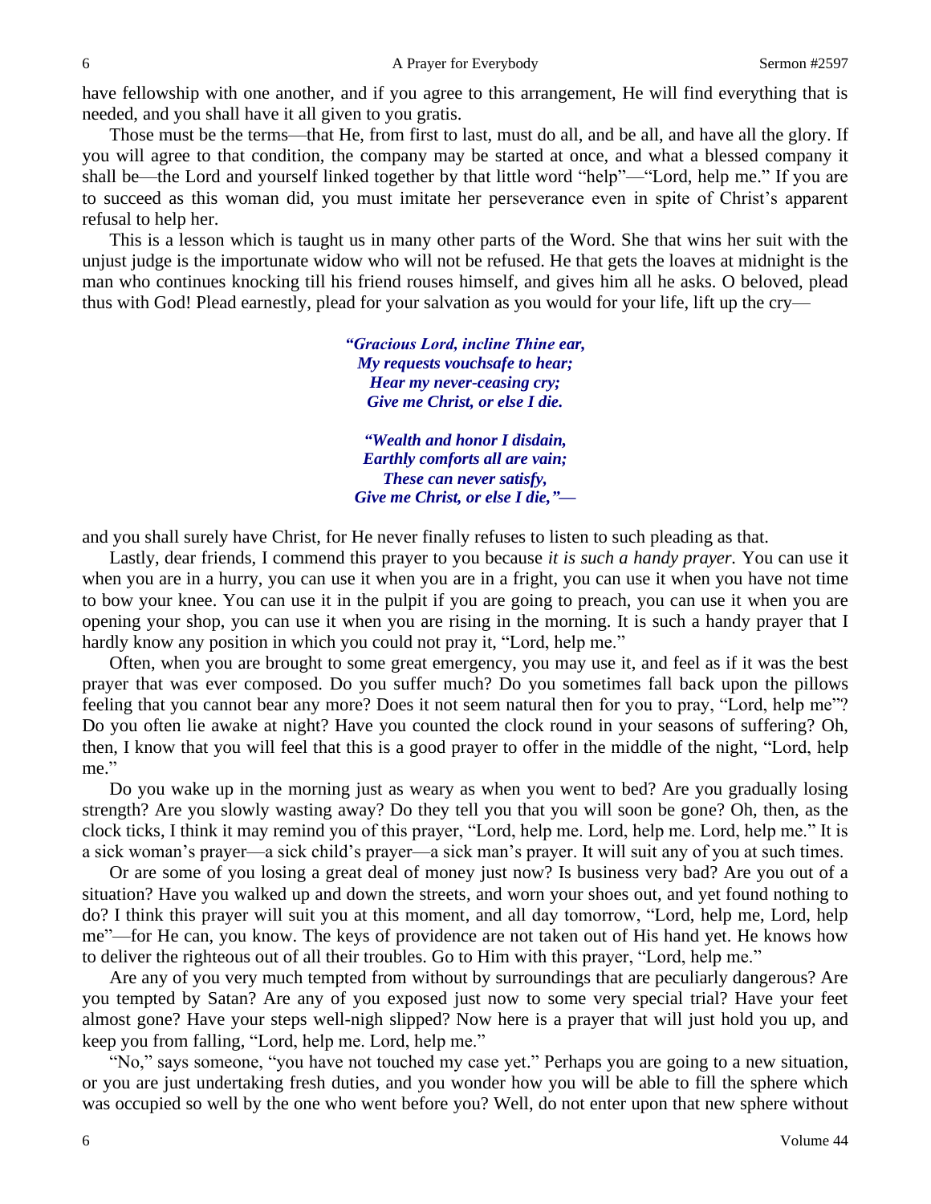have fellowship with one another, and if you agree to this arrangement, He will find everything that is needed, and you shall have it all given to you gratis.

Those must be the terms—that He, from first to last, must do all, and be all, and have all the glory. If you will agree to that condition, the company may be started at once, and what a blessed company it shall be—the Lord and yourself linked together by that little word "help"—"Lord, help me." If you are to succeed as this woman did, you must imitate her perseverance even in spite of Christ's apparent refusal to help her.

This is a lesson which is taught us in many other parts of the Word. She that wins her suit with the unjust judge is the importunate widow who will not be refused. He that gets the loaves at midnight is the man who continues knocking till his friend rouses himself, and gives him all he asks. O beloved, plead thus with God! Plead earnestly, plead for your salvation as you would for your life, lift up the cry—

> ***"Gracious Lord, incline Thine ear,***
> ***My requests vouchsafe to hear;***
> ***Hear my never-ceasing cry;***
> ***Give me Christ, or else I die.***
>
> ***"Wealth and honor I disdain,***
> ***Earthly comforts all are vain;***
> ***These can never satisfy,***
> ***Give me Christ, or else I die,"—***

and you shall surely have Christ, for He never finally refuses to listen to such pleading as that.

Lastly, dear friends, I commend this prayer to you because *it is such a handy prayer.* You can use it when you are in a hurry, you can use it when you are in a fright, you can use it when you have not time to bow your knee. You can use it in the pulpit if you are going to preach, you can use it when you are opening your shop, you can use it when you are rising in the morning. It is such a handy prayer that I hardly know any position in which you could not pray it, "Lord, help me."

Often, when you are brought to some great emergency, you may use it, and feel as if it was the best prayer that was ever composed. Do you suffer much? Do you sometimes fall back upon the pillows feeling that you cannot bear any more? Does it not seem natural then for you to pray, "Lord, help me"? Do you often lie awake at night? Have you counted the clock round in your seasons of suffering? Oh, then, I know that you will feel that this is a good prayer to offer in the middle of the night, "Lord, help me."

Do you wake up in the morning just as weary as when you went to bed? Are you gradually losing strength? Are you slowly wasting away? Do they tell you that you will soon be gone? Oh, then, as the clock ticks, I think it may remind you of this prayer, "Lord, help me. Lord, help me. Lord, help me." It is a sick woman's prayer—a sick child's prayer—a sick man's prayer. It will suit any of you at such times.

Or are some of you losing a great deal of money just now? Is business very bad? Are you out of a situation? Have you walked up and down the streets, and worn your shoes out, and yet found nothing to do? I think this prayer will suit you at this moment, and all day tomorrow, "Lord, help me, Lord, help me"—for He can, you know. The keys of providence are not taken out of His hand yet. He knows how to deliver the righteous out of all their troubles. Go to Him with this prayer, "Lord, help me."

Are any of you very much tempted from without by surroundings that are peculiarly dangerous? Are you tempted by Satan? Are any of you exposed just now to some very special trial? Have your feet almost gone? Have your steps well-nigh slipped? Now here is a prayer that will just hold you up, and keep you from falling, "Lord, help me. Lord, help me."

"No," says someone, "you have not touched my case yet." Perhaps you are going to a new situation, or you are just undertaking fresh duties, and you wonder how you will be able to fill the sphere which was occupied so well by the one who went before you? Well, do not enter upon that new sphere without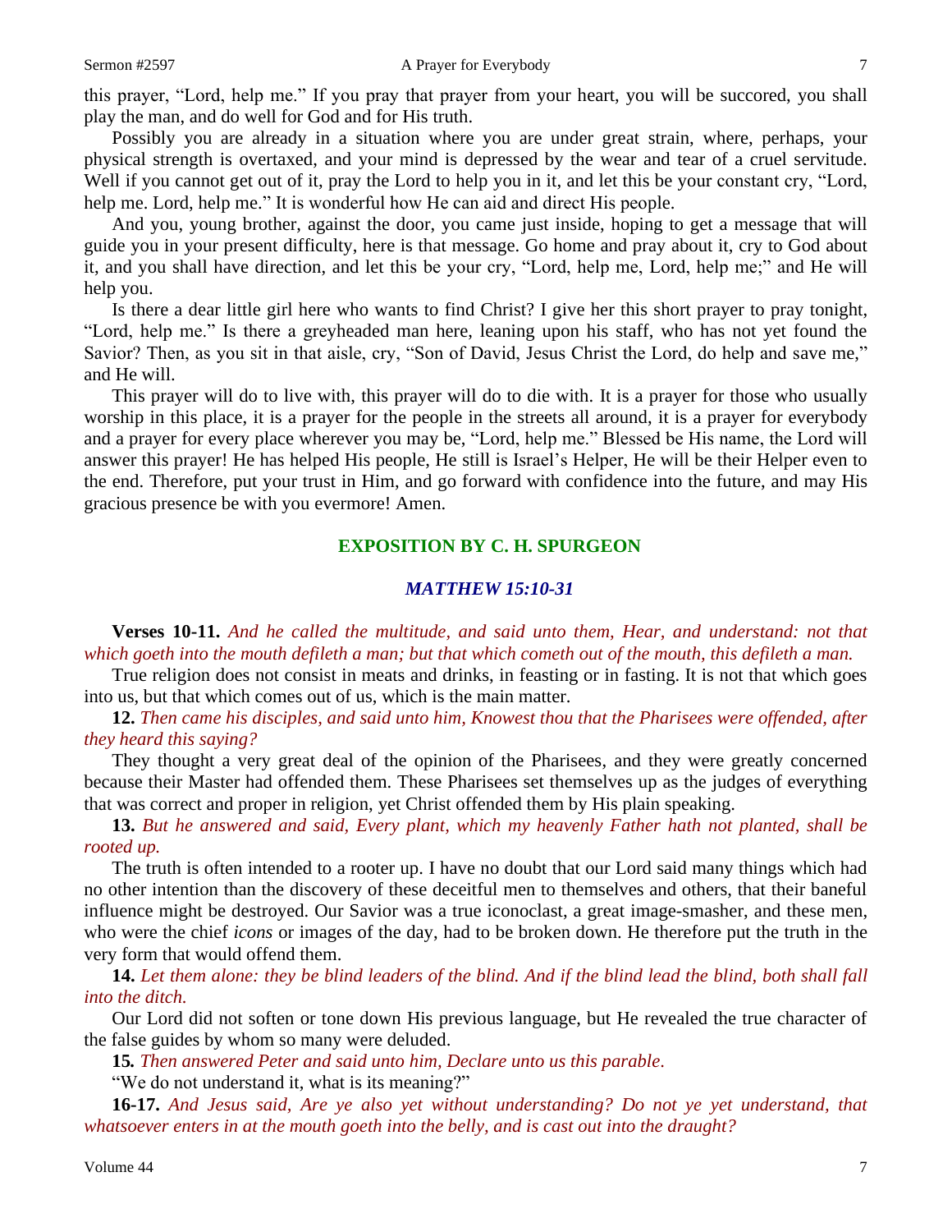this prayer, "Lord, help me." If you pray that prayer from your heart, you will be succored, you shall play the man, and do well for God and for His truth.

Possibly you are already in a situation where you are under great strain, where, perhaps, your physical strength is overtaxed, and your mind is depressed by the wear and tear of a cruel servitude. Well if you cannot get out of it, pray the Lord to help you in it, and let this be your constant cry, "Lord, help me. Lord, help me." It is wonderful how He can aid and direct His people.

And you, young brother, against the door, you came just inside, hoping to get a message that will guide you in your present difficulty, here is that message. Go home and pray about it, cry to God about it, and you shall have direction, and let this be your cry, "Lord, help me, Lord, help me;" and He will help you.

Is there a dear little girl here who wants to find Christ? I give her this short prayer to pray tonight, "Lord, help me." Is there a greyheaded man here, leaning upon his staff, who has not yet found the Savior? Then, as you sit in that aisle, cry, "Son of David, Jesus Christ the Lord, do help and save me," and He will.

This prayer will do to live with, this prayer will do to die with. It is a prayer for those who usually worship in this place, it is a prayer for the people in the streets all around, it is a prayer for everybody and a prayer for every place wherever you may be, "Lord, help me." Blessed be His name, the Lord will answer this prayer! He has helped His people, He still is Israel's Helper, He will be their Helper even to the end. Therefore, put your trust in Him, and go forward with confidence into the future, and may His gracious presence be with you evermore! Amen.

## EXPOSITION BY C. H. SPURGEON

### *MATTHEW 15:10-31*

**Verses 10-11.** *And he called the multitude, and said unto them, Hear, and understand: not that which goeth into the mouth defileth a man; but that which cometh out of the mouth, this defileth a man.*

True religion does not consist in meats and drinks, in feasting or in fasting. It is not that which goes into us, but that which comes out of us, which is the main matter.

**12.** *Then came his disciples, and said unto him, Knowest thou that the Pharisees were offended, after they heard this saying?*

They thought a very great deal of the opinion of the Pharisees, and they were greatly concerned because their Master had offended them. These Pharisees set themselves up as the judges of everything that was correct and proper in religion, yet Christ offended them by His plain speaking.

**13.** *But he answered and said, Every plant, which my heavenly Father hath not planted, shall be rooted up.*

The truth is often intended to a rooter up. I have no doubt that our Lord said many things which had no other intention than the discovery of these deceitful men to themselves and others, that their baneful influence might be destroyed. Our Savior was a true iconoclast, a great image-smasher, and these men, who were the chief *icons* or images of the day, had to be broken down. He therefore put the truth in the very form that would offend them.

**14.** *Let them alone: they be blind leaders of the blind. And if the blind lead the blind, both shall fall into the ditch.*

Our Lord did not soften or tone down His previous language, but He revealed the true character of the false guides by whom so many were deluded.

**15***.* *Then answered Peter and said unto him, Declare unto us this parable.*

"We do not understand it, what is its meaning?"

**16-17.** *And Jesus said, Are ye also yet without understanding? Do not ye yet understand, that whatsoever enters in at the mouth goeth into the belly, and is cast out into the draught?*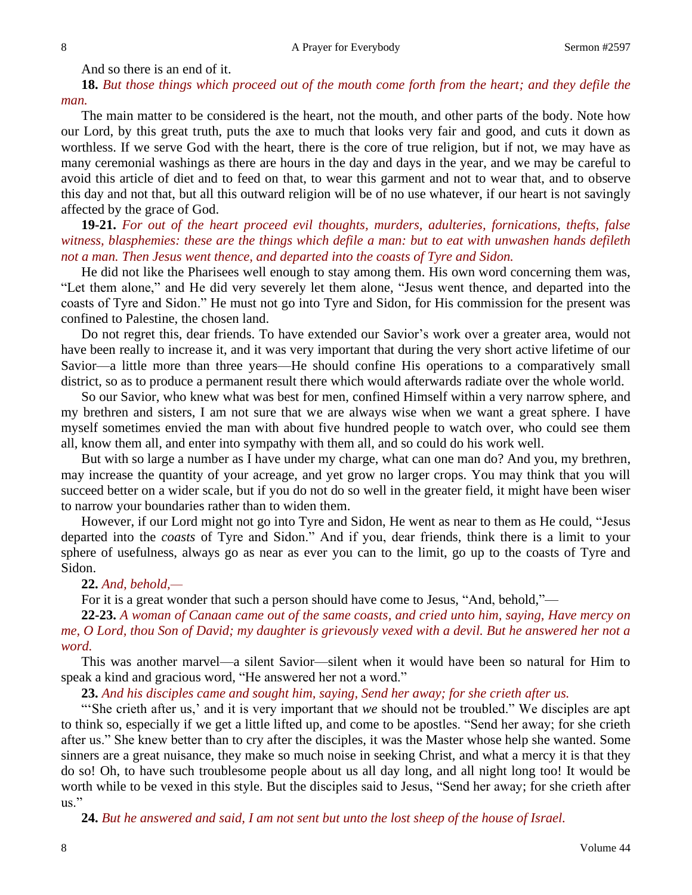And so there is an end of it.

**18.** *But those things which proceed out of the mouth come forth from the heart; and they defile the man.*

The main matter to be considered is the heart, not the mouth, and other parts of the body. Note how our Lord, by this great truth, puts the axe to much that looks very fair and good, and cuts it down as worthless. If we serve God with the heart, there is the core of true religion, but if not, we may have as many ceremonial washings as there are hours in the day and days in the year, and we may be careful to avoid this article of diet and to feed on that, to wear this garment and not to wear that, and to observe this day and not that, but all this outward religion will be of no use whatever, if our heart is not savingly affected by the grace of God.

**19-21.** *For out of the heart proceed evil thoughts, murders, adulteries, fornications, thefts, false witness, blasphemies: these are the things which defile a man: but to eat with unwashen hands defileth not a man. Then Jesus went thence, and departed into the coasts of Tyre and Sidon.*

He did not like the Pharisees well enough to stay among them. His own word concerning them was, "Let them alone," and He did very severely let them alone, "Jesus went thence, and departed into the coasts of Tyre and Sidon." He must not go into Tyre and Sidon, for His commission for the present was confined to Palestine, the chosen land.

Do not regret this, dear friends. To have extended our Savior's work over a greater area, would not have been really to increase it, and it was very important that during the very short active lifetime of our Savior—a little more than three years—He should confine His operations to a comparatively small district, so as to produce a permanent result there which would afterwards radiate over the whole world.

So our Savior, who knew what was best for men, confined Himself within a very narrow sphere, and my brethren and sisters, I am not sure that we are always wise when we want a great sphere. I have myself sometimes envied the man with about five hundred people to watch over, who could see them all, know them all, and enter into sympathy with them all, and so could do his work well.

But with so large a number as I have under my charge, what can one man do? And you, my brethren, may increase the quantity of your acreage, and yet grow no larger crops. You may think that you will succeed better on a wider scale, but if you do not do so well in the greater field, it might have been wiser to narrow your boundaries rather than to widen them.

However, if our Lord might not go into Tyre and Sidon, He went as near to them as He could, "Jesus departed into the *coasts* of Tyre and Sidon." And if you, dear friends, think there is a limit to your sphere of usefulness, always go as near as ever you can to the limit, go up to the coasts of Tyre and Sidon.

**22.** *And, behold,—*

For it is a great wonder that such a person should have come to Jesus, "And, behold,"—

**22-23.** *A woman of Canaan came out of the same coasts, and cried unto him, saying, Have mercy on me, O Lord, thou Son of David; my daughter is grievously vexed with a devil. But he answered her not a word.*

This was another marvel—a silent Savior—silent when it would have been so natural for Him to speak a kind and gracious word, "He answered her not a word."

**23.** *And his disciples came and sought him, saying, Send her away; for she crieth after us.*

"'She crieth after us,' and it is very important that *we* should not be troubled." We disciples are apt to think so, especially if we get a little lifted up, and come to be apostles. "Send her away; for she crieth after us." She knew better than to cry after the disciples, it was the Master whose help she wanted. Some sinners are a great nuisance, they make so much noise in seeking Christ, and what a mercy it is that they do so! Oh, to have such troublesome people about us all day long, and all night long too! It would be worth while to be vexed in this style. But the disciples said to Jesus, "Send her away; for she crieth after us."

**24.** *But he answered and said, I am not sent but unto the lost sheep of the house of Israel.*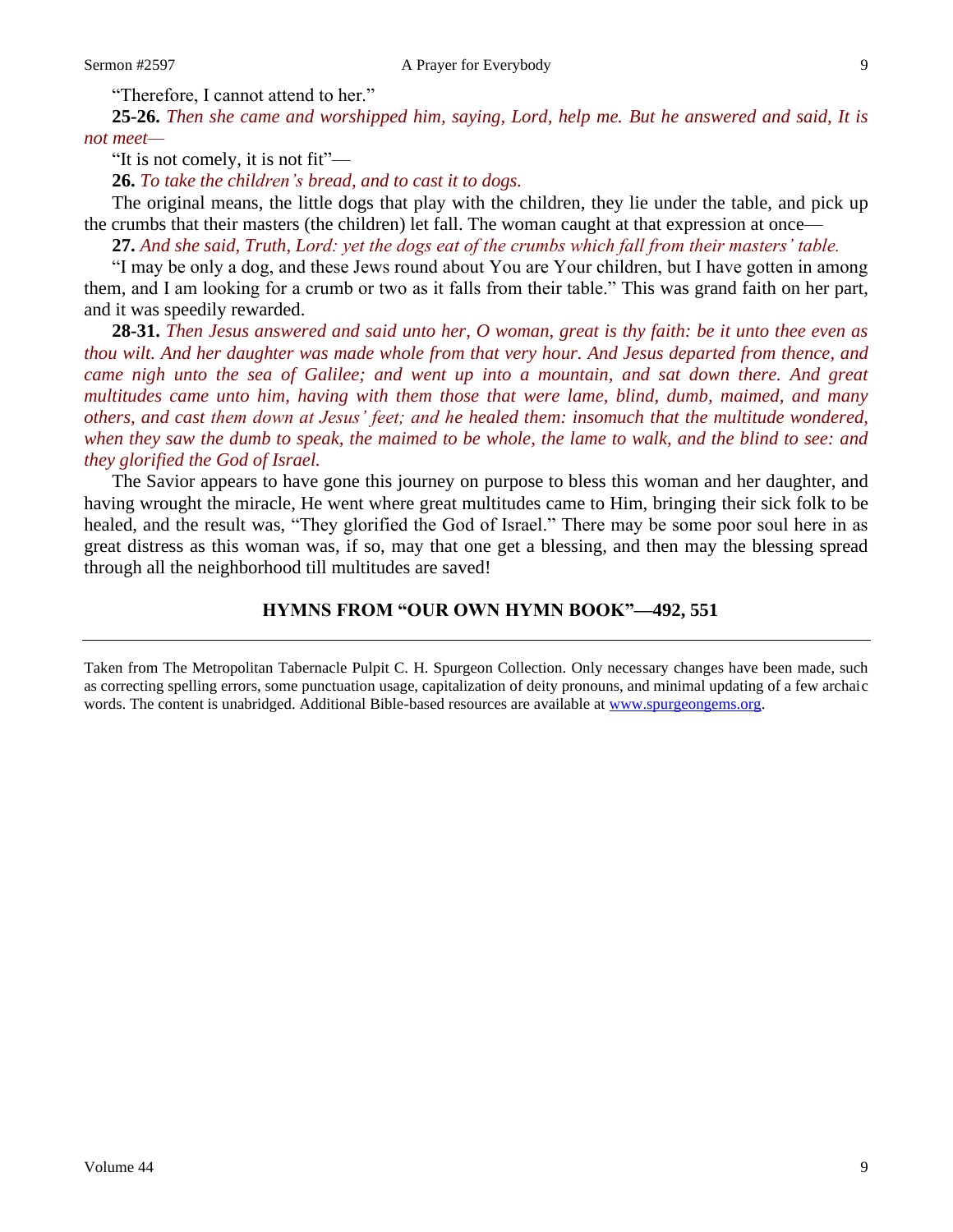"Therefore, I cannot attend to her."

**25-26.** *Then she came and worshipped him, saying, Lord, help me. But he answered and said, It is not meet—*

"It is not comely, it is not fit"—

**26.** *To take the children's bread, and to cast it to dogs.*

The original means, the little dogs that play with the children, they lie under the table, and pick up the crumbs that their masters (the children) let fall. The woman caught at that expression at once—

**27.** *And she said, Truth, Lord: yet the dogs eat of the crumbs which fall from their masters' table.*

"I may be only a dog, and these Jews round about You are Your children, but I have gotten in among them, and I am looking for a crumb or two as it falls from their table." This was grand faith on her part, and it was speedily rewarded.

**28-31.** *Then Jesus answered and said unto her, O woman, great is thy faith: be it unto thee even as thou wilt. And her daughter was made whole from that very hour. And Jesus departed from thence, and came nigh unto the sea of Galilee; and went up into a mountain, and sat down there. And great multitudes came unto him, having with them those that were lame, blind, dumb, maimed, and many others, and cast them down at Jesus' feet; and he healed them: insomuch that the multitude wondered, when they saw the dumb to speak, the maimed to be whole, the lame to walk, and the blind to see: and they glorified the God of Israel.*

The Savior appears to have gone this journey on purpose to bless this woman and her daughter, and having wrought the miracle, He went where great multitudes came to Him, bringing their sick folk to be healed, and the result was, "They glorified the God of Israel." There may be some poor soul here in as great distress as this woman was, if so, may that one get a blessing, and then may the blessing spread through all the neighborhood till multitudes are saved!

### HYMNS FROM "OUR OWN HYMN BOOK"—492, 551

---

Taken from The Metropolitan Tabernacle Pulpit C. H. Spurgeon Collection. Only necessary changes have been made, such as correcting spelling errors, some punctuation usage, capitalization of deity pronouns, and minimal updating of a few archaic words. The content is unabridged. Additional Bible-based resources are available at www.spurgeongems.org.